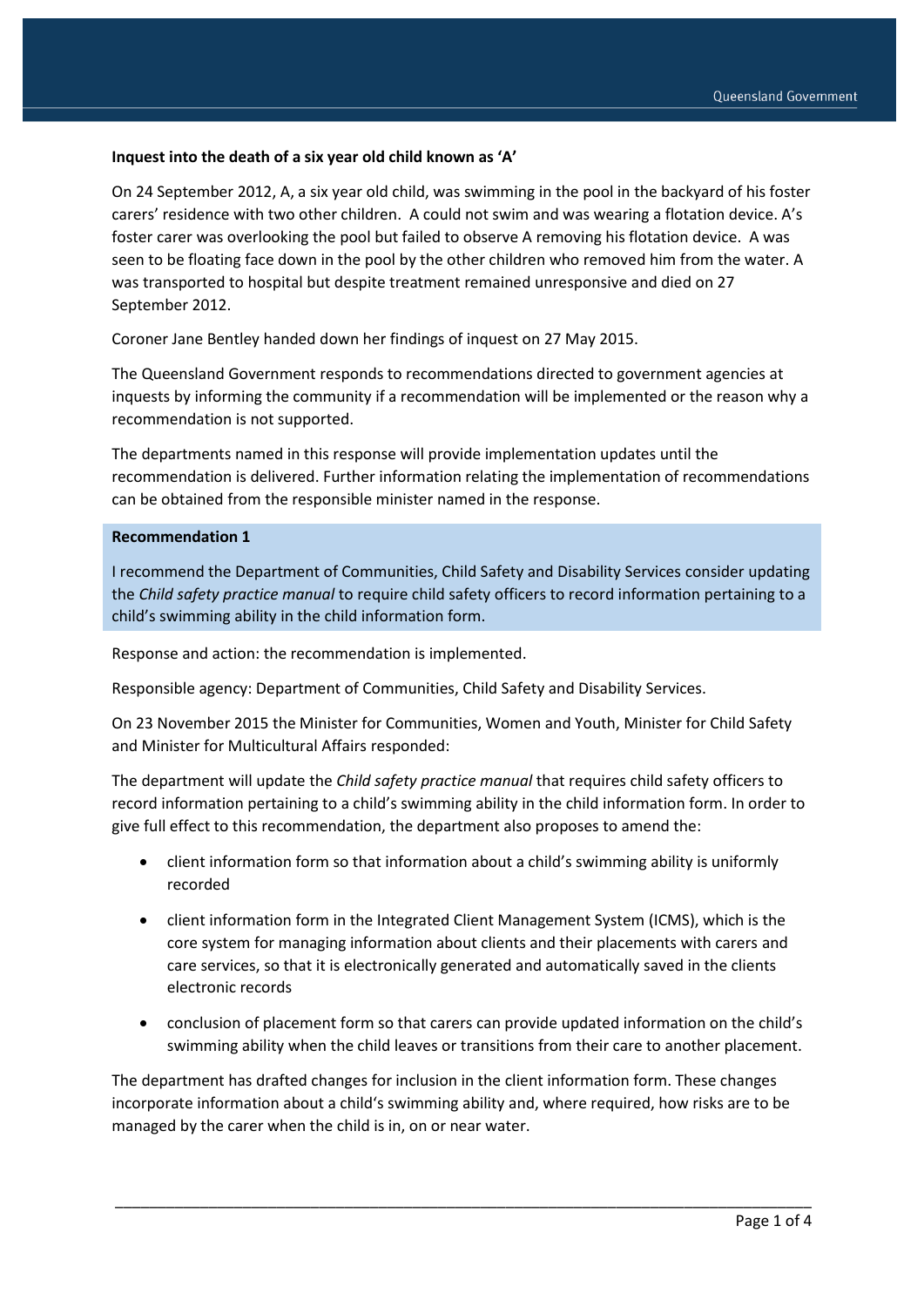**Inquest into the death of a six year old child known as 'A'**

On 24 September 2012, A, a six year old child, was swimming in the pool in the backyard of his foster carers' residence with two other children. A could not swim and was wearing a flotation device. A's foster carer was overlooking the pool but failed to observe A removing his flotation device. A was seen to be floating face down in the pool by the other children who removed him from the water. A was transported to hospital but despite treatment remained unresponsive and died on 27 September 2012.

Coroner Jane Bentley handed down her findings of inquest on 27 May 2015.

The Queensland Government responds to recommendations directed to government agencies at inquests by informing the community if a recommendation will be implemented or the reason why a recommendation is not supported.

The departments named in this response will provide implementation updates until the recommendation is delivered. Further information relating the implementation of recommendations can be obtained from the responsible minister named in the response.

**Recommendation 1**

I recommend the Department of Communities, Child Safety and Disability Services consider updating the *Child safety practice manual* to require child safety officers to record information pertaining to a child's swimming ability in the child information form.

Response and action: the recommendation is implemented.

Responsible agency: Department of Communities, Child Safety and Disability Services.

On 23 November 2015 the Minister for Communities, Women and Youth, Minister for Child Safety and Minister for Multicultural Affairs responded:

The department will update the *Child safety practice manual* that requires child safety officers to record information pertaining to a child's swimming ability in the child information form. In order to give full effect to this recommendation, the department also proposes to amend the:

- client information form so that information about a child's swimming ability is uniformly recorded
- client information form in the Integrated Client Management System (ICMS), which is the core system for managing information about clients and their placements with carers and care services, so that it is electronically generated and automatically saved in the clients electronic records
- conclusion of placement form so that carers can provide updated information on the child's swimming ability when the child leaves or transitions from their care to another placement.

The department has drafted changes for inclusion in the client information form. These changes incorporate information about a child's swimming ability and, where required, how risks are to be managed by the carer when the child is in, on or near water.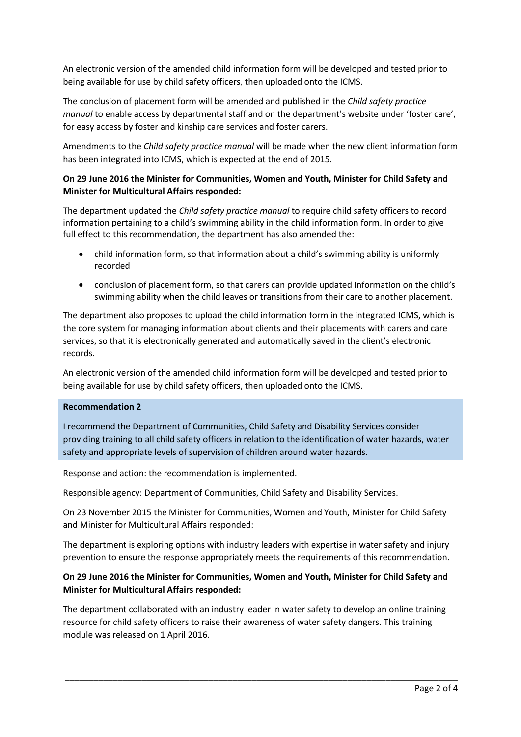An electronic version of the amended child information form will be developed and tested prior to being available for use by child safety officers, then uploaded onto the ICMS.

The conclusion of placement form will be amended and published in the *Child safety practice manual* to enable access by departmental staff and on the department's website under 'foster care', for easy access by foster and kinship care services and foster carers.

Amendments to the *Child safety practice manual* will be made when the new client information form has been integrated into ICMS, which is expected at the end of 2015.

**On 29 June 2016 the Minister for Communities, Women and Youth, Minister for Child Safety and Minister for Multicultural Affairs responded:**

The department updated the *Child safety practice manual* to require child safety officers to record information pertaining to a child's swimming ability in the child information form. In order to give full effect to this recommendation, the department has also amended the:

- child information form, so that information about a child's swimming ability is uniformly recorded
- conclusion of placement form, so that carers can provide updated information on the child's swimming ability when the child leaves or transitions from their care to another placement.

The department also proposes to upload the child information form in the integrated ICMS, which is the core system for managing information about clients and their placements with carers and care services, so that it is electronically generated and automatically saved in the client's electronic records.

An electronic version of the amended child information form will be developed and tested prior to being available for use by child safety officers, then uploaded onto the ICMS.

**Recommendation 2**

I recommend the Department of Communities, Child Safety and Disability Services consider providing training to all child safety officers in relation to the identification of water hazards, water safety and appropriate levels of supervision of children around water hazards.

Response and action: the recommendation is implemented.

Responsible agency: Department of Communities, Child Safety and Disability Services.

On 23 November 2015 the Minister for Communities, Women and Youth, Minister for Child Safety and Minister for Multicultural Affairs responded:

The department is exploring options with industry leaders with expertise in water safety and injury prevention to ensure the response appropriately meets the requirements of this recommendation.

**On 29 June 2016 the Minister for Communities, Women and Youth, Minister for Child Safety and Minister for Multicultural Affairs responded:**

The department collaborated with an industry leader in water safety to develop an online training resource for child safety officers to raise their awareness of water safety dangers. This training module was released on 1 April 2016.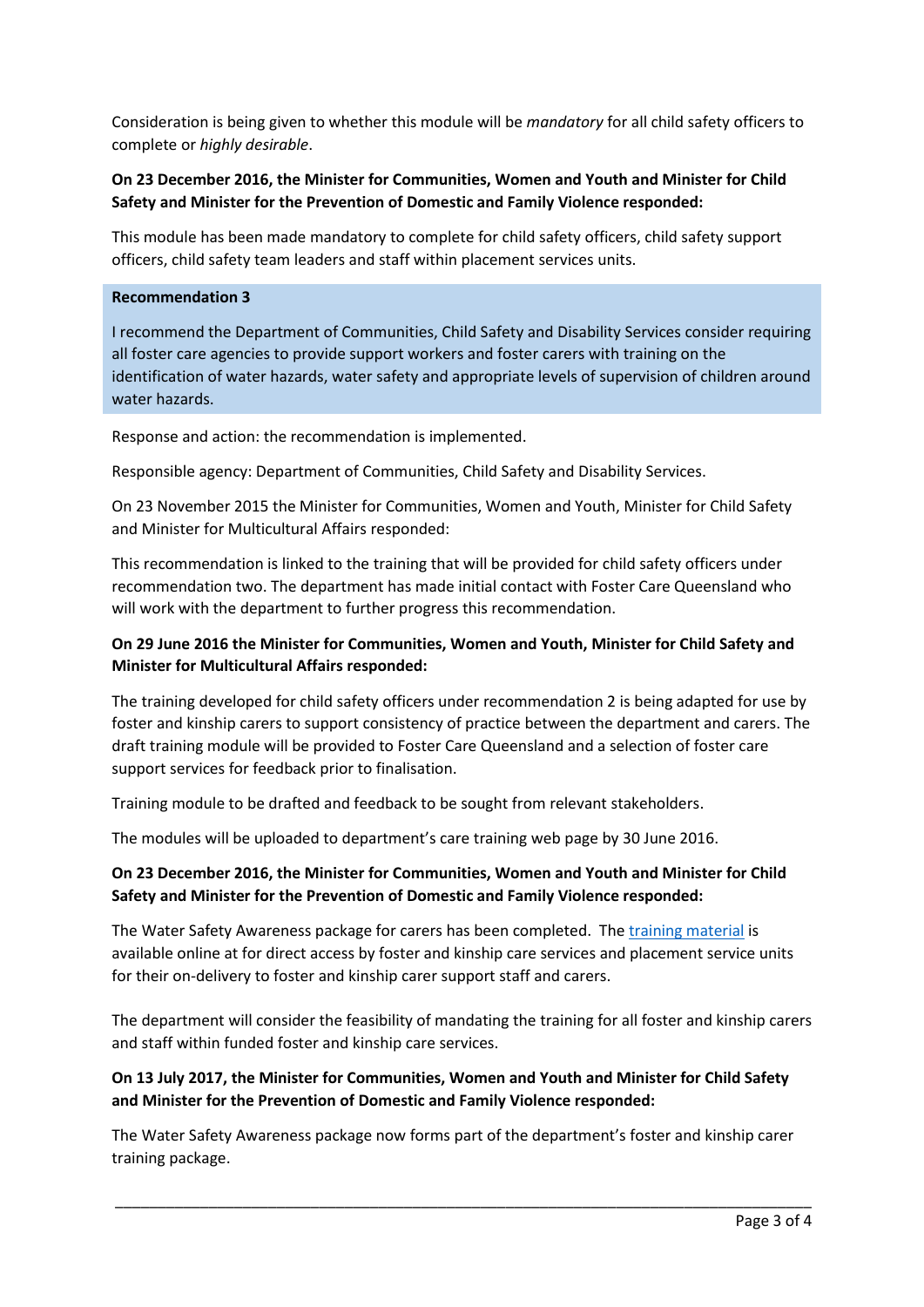Consideration is being given to whether this module will be *mandatory* for all child safety officers to complete or *highly desirable*.

**On 23 December 2016, the Minister for Communities, Women and Youth and Minister for Child Safety and Minister for the Prevention of Domestic and Family Violence responded:**

This module has been made mandatory to complete for child safety officers, child safety support officers, child safety team leaders and staff within placement services units.

**Recommendation 3**

I recommend the Department of Communities, Child Safety and Disability Services consider requiring all foster care agencies to provide support workers and foster carers with training on the identification of water hazards, water safety and appropriate levels of supervision of children around water hazards.

Response and action: the recommendation is implemented.

Responsible agency: Department of Communities, Child Safety and Disability Services.

On 23 November 2015 the Minister for Communities, Women and Youth, Minister for Child Safety and Minister for Multicultural Affairs responded:

This recommendation is linked to the training that will be provided for child safety officers under recommendation two. The department has made initial contact with Foster Care Queensland who will work with the department to further progress this recommendation.

**On 29 June 2016 the Minister for Communities, Women and Youth, Minister for Child Safety and Minister for Multicultural Affairs responded:**

The training developed for child safety officers under recommendation 2 is being adapted for use by foster and kinship carers to support consistency of practice between the department and carers. The draft training module will be provided to Foster Care Queensland and a selection of foster care support services for feedback prior to finalisation.

Training module to be drafted and feedback to be sought from relevant stakeholders.

The modules will be uploaded to department's care training web page by 30 June 2016.

**On 23 December 2016, the Minister for Communities, Women and Youth and Minister for Child Safety and Minister for the Prevention of Domestic and Family Violence responded:**

The Water Safety Awareness package for carers has been completed. The training material is available online at for direct access by foster and kinship care services and placement service units for their on-delivery to foster and kinship carer support staff and carers.

The department will consider the feasibility of mandating the training for all foster and kinship carers and staff within funded foster and kinship care services.

**On 13 July 2017, the Minister for Communities, Women and Youth and Minister for Child Safety and Minister for the Prevention of Domestic and Family Violence responded:**

The Water Safety Awareness package now forms part of the department's foster and kinship carer training package.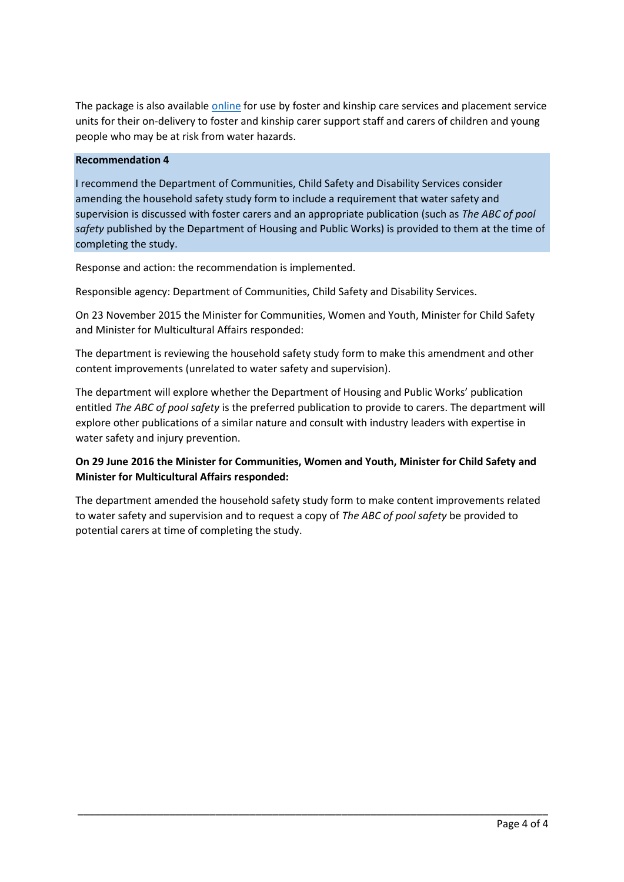The package is also available [online] for use by foster and kinship care services and placement service units for their on-delivery to foster and kinship carer support staff and carers of children and young people who may be at risk from water hazards.

**Recommendation 4**

I recommend the Department of Communities, Child Safety and Disability Services consider amending the household safety study form to include a requirement that water safety and supervision is discussed with foster carers and an appropriate publication (such as *The ABC of pool safety* published by the Department of Housing and Public Works) is provided to them at the time of completing the study.

Response and action: the recommendation is implemented.

Responsible agency: Department of Communities, Child Safety and Disability Services.

On 23 November 2015 the Minister for Communities, Women and Youth, Minister for Child Safety and Minister for Multicultural Affairs responded:

The department is reviewing the household safety study form to make this amendment and other content improvements (unrelated to water safety and supervision).

The department will explore whether the Department of Housing and Public Works' publication entitled *The ABC of pool safety* is the preferred publication to provide to carers. The department will explore other publications of a similar nature and consult with industry leaders with expertise in water safety and injury prevention.

**On 29 June 2016 the Minister for Communities, Women and Youth, Minister for Child Safety and Minister for Multicultural Affairs responded:**

The department amended the household safety study form to make content improvements related to water safety and supervision and to request a copy of *The ABC of pool safety* be provided to potential carers at time of completing the study.